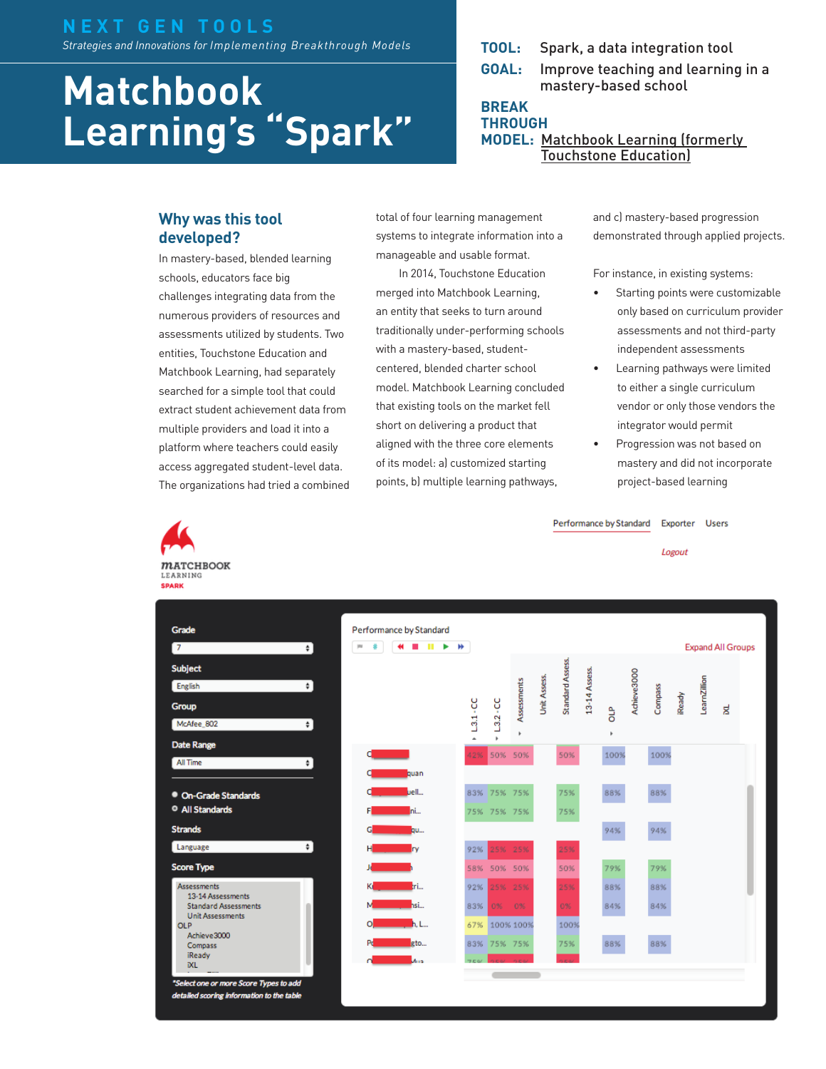NEXT GEN TOOLS

*Strategies and Innovations for Implementing Breakthrough Models*

# Matchbook Learning's "Spark"

**TOOL:** Spark, a data integration tool

**GOAL:** Improve teaching and learning in a mastery-based school

**BREAKTHROUGH MODEL:** Matchbook Learning (formerly Touchstone Education)

## Why was this tool developed?

In mastery-based, blended learning schools, educators face big challenges integrating data from the numerous providers of resources and assessments utilized by students. Two entities, Touchstone Education and Matchbook Learning, had separately searched for a simple tool that could extract student achievement data from multiple providers and load it into a platform where teachers could easily access aggregated student-level data. The organizations had tried a combined total of four learning management systems to integrate information into a manageable and usable format.

In 2014, Touchstone Education merged into Matchbook Learning, an entity that seeks to turn around traditionally under-performing schools with a mastery-based, student-centered, blended charter school model. Matchbook Learning concluded that existing tools on the market fell short on delivering a product that aligned with the three core elements of its model: a) customized starting points, b) multiple learning pathways, and c) mastery-based progression demonstrated through applied projects.

For instance, in existing systems:

- Starting points were customizable only based on curriculum provider assessments and not third-party independent assessments
- Learning pathways were limited to either a single curriculum vendor or only those vendors the integrator would permit
- Progression was not based on mastery and did not incorporate project-based learning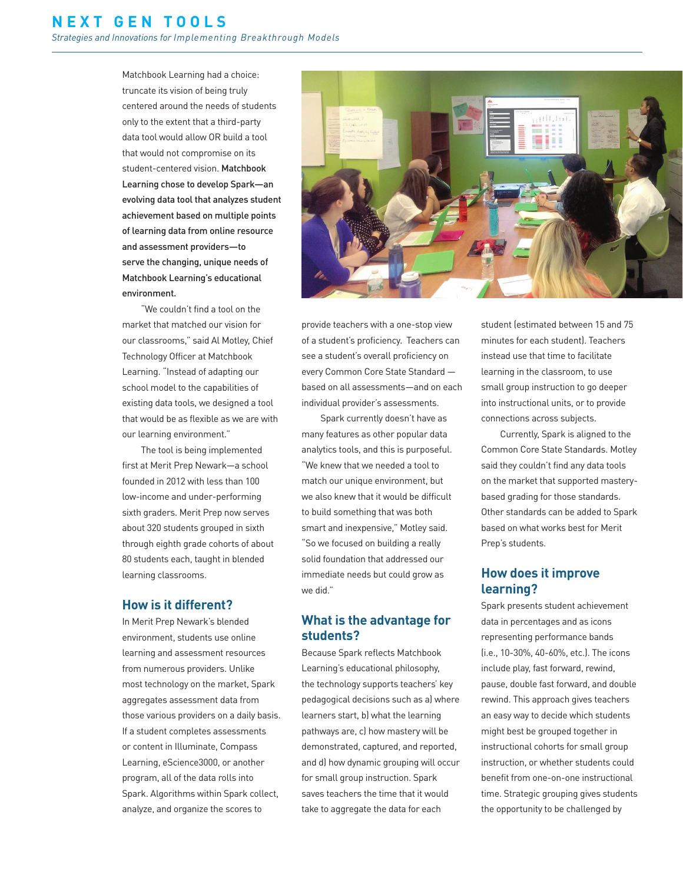Matchbook Learning had a choice: truncate its vision of being truly centered around the needs of students only to the extent that a third-party data tool would allow OR build a tool that would not compromise on its student-centered vision. **Matchbook Learning chose to develop Spark—an evolving data tool that analyzes student achievement based on multiple points of learning data from online resource and assessment providers—to serve the changing, unique needs of Matchbook Learning's educational environment.**

"We couldn't find a tool on the market that matched our vision for our classrooms," said Al Motley, Chief Technology Officer at Matchbook Learning. "Instead of adapting our school model to the capabilities of existing data tools, we designed a tool that would be as flexible as we are with our learning environment."

The tool is being implemented first at Merit Prep Newark—a school founded in 2012 with less than 100 low-income and under-performing sixth graders. Merit Prep now serves about 320 students grouped in sixth through eighth grade cohorts of about 80 students each, taught in blended learning classrooms.

## How is it different?

In Merit Prep Newark's blended environment, students use online learning and assessment resources from numerous providers. Unlike most technology on the market, Spark aggregates assessment data from those various providers on a daily basis. If a student completes assessments or content in Illuminate, Compass Learning, eScience3000, or another program, all of the data rolls into Spark. Algorithms within Spark collect, analyze, and organize the scores to provide teachers with a one-stop view of a student's proficiency. Teachers can see a student's overall proficiency on every Common Core State Standard — based on all assessments—and on each individual provider's assessments.

Spark currently doesn't have as many features as other popular data analytics tools, and this is purposeful. "We knew that we needed a tool to match our unique environment, but we also knew that it would be difficult to build something that was both smart and inexpensive," Motley said. "So we focused on building a really solid foundation that addressed our immediate needs but could grow as we did."

## What is the advantage for students?

Because Spark reflects Matchbook Learning's educational philosophy, the technology supports teachers' key pedagogical decisions such as a) where learners start, b) what the learning pathways are, c) how mastery will be demonstrated, captured, and reported, and d) how dynamic grouping will occur for small group instruction. Spark saves teachers the time that it would take to aggregate the data for each student (estimated between 15 and 75 minutes for each student). Teachers instead use that time to facilitate learning in the classroom, to use small group instruction to go deeper into instructional units, or to provide connections across subjects.

Currently, Spark is aligned to the Common Core State Standards. Motley said they couldn't find any data tools on the market that supported mastery-based grading for those standards. Other standards can be added to Spark based on what works best for Merit Prep's students.

## How does it improve learning?

Spark presents student achievement data in percentages and as icons representing performance bands (i.e., 10-30%, 40-60%, etc.). The icons include play, fast forward, rewind, pause, double fast forward, and double rewind. This approach gives teachers an easy way to decide which students might best be grouped together in instructional cohorts for small group instruction, or whether students could benefit from one-on-one instructional time. Strategic grouping gives students the opportunity to be challenged by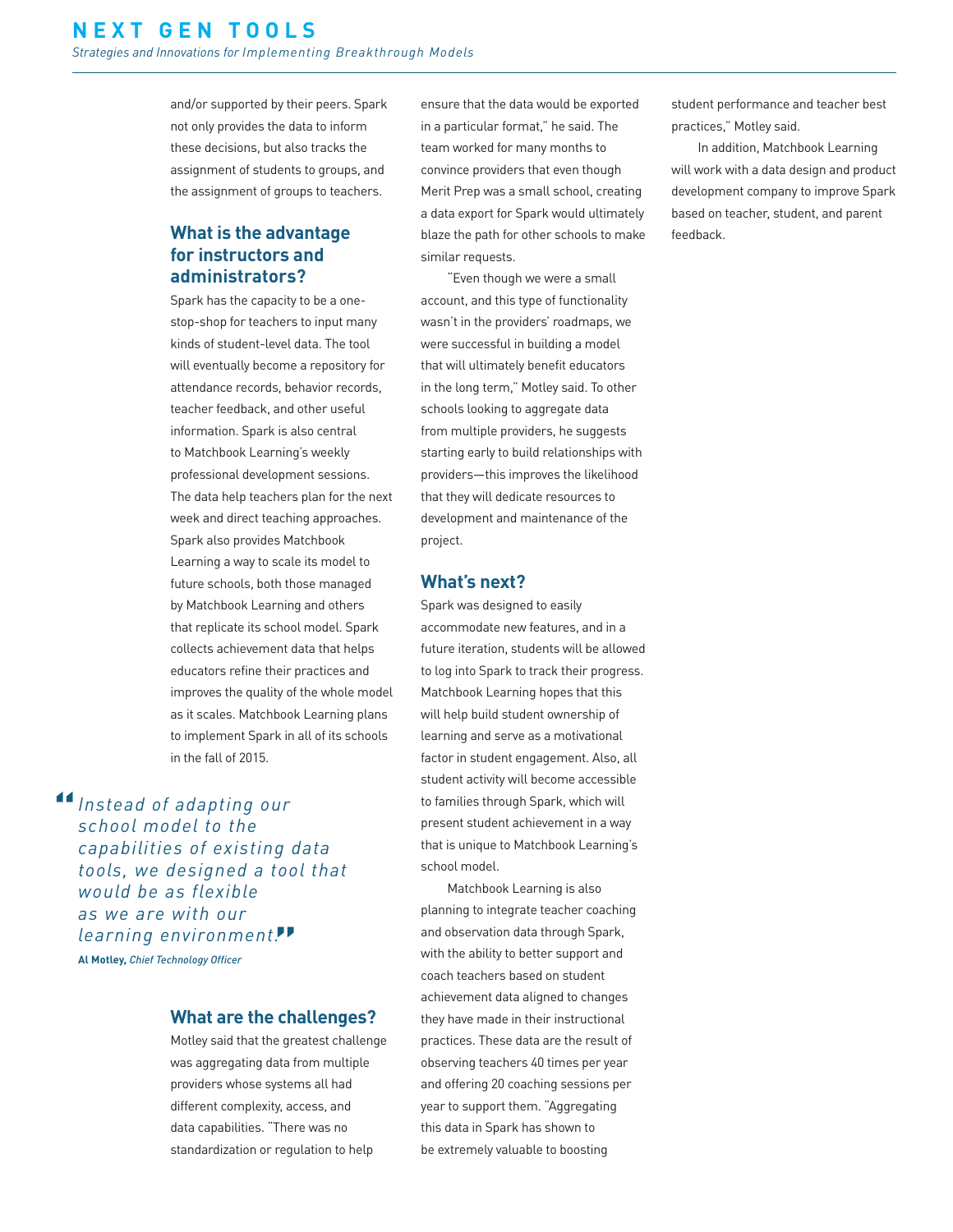and/or supported by their peers. Spark not only provides the data to inform these decisions, but also tracks the assignment of students to groups, and the assignment of groups to teachers.

## What is the advantage for instructors and administrators?

Spark has the capacity to be a one-stop-shop for teachers to input many kinds of student-level data. The tool will eventually become a repository for attendance records, behavior records, teacher feedback, and other useful information. Spark is also central to Matchbook Learning's weekly professional development sessions. The data help teachers plan for the next week and direct teaching approaches. Spark also provides Matchbook Learning a way to scale its model to future schools, both those managed by Matchbook Learning and others that replicate its school model. Spark collects achievement data that helps educators refine their practices and improves the quality of the whole model as it scales. Matchbook Learning plans to implement Spark in all of its schools in the fall of 2015.

> *Instead of adapting our school model to the capabilities of existing data tools, we designed a tool that would be as flexible as we are with our learning environment.*
>
> **Al Motley,** *Chief Technology Officer*

## What are the challenges?

Motley said that the greatest challenge was aggregating data from multiple providers whose systems all had different complexity, access, and data capabilities. "There was no standardization or regulation to help ensure that the data would be exported in a particular format," he said. The team worked for many months to convince providers that even though Merit Prep was a small school, creating a data export for Spark would ultimately blaze the path for other schools to make similar requests.

"Even though we were a small account, and this type of functionality wasn't in the providers' roadmaps, we were successful in building a model that will ultimately benefit educators in the long term," Motley said. To other schools looking to aggregate data from multiple providers, he suggests starting early to build relationships with providers—this improves the likelihood that they will dedicate resources to development and maintenance of the project.

## What's next?

Spark was designed to easily accommodate new features, and in a future iteration, students will be allowed to log into Spark to track their progress. Matchbook Learning hopes that this will help build student ownership of learning and serve as a motivational factor in student engagement. Also, all student activity will become accessible to families through Spark, which will present student achievement in a way that is unique to Matchbook Learning's school model.

Matchbook Learning is also planning to integrate teacher coaching and observation data through Spark, with the ability to better support and coach teachers based on student achievement data aligned to changes they have made in their instructional practices. These data are the result of observing teachers 40 times per year and offering 20 coaching sessions per year to support them. "Aggregating this data in Spark has shown to be extremely valuable to boosting student performance and teacher best practices," Motley said.

In addition, Matchbook Learning will work with a data design and product development company to improve Spark based on teacher, student, and parent feedback.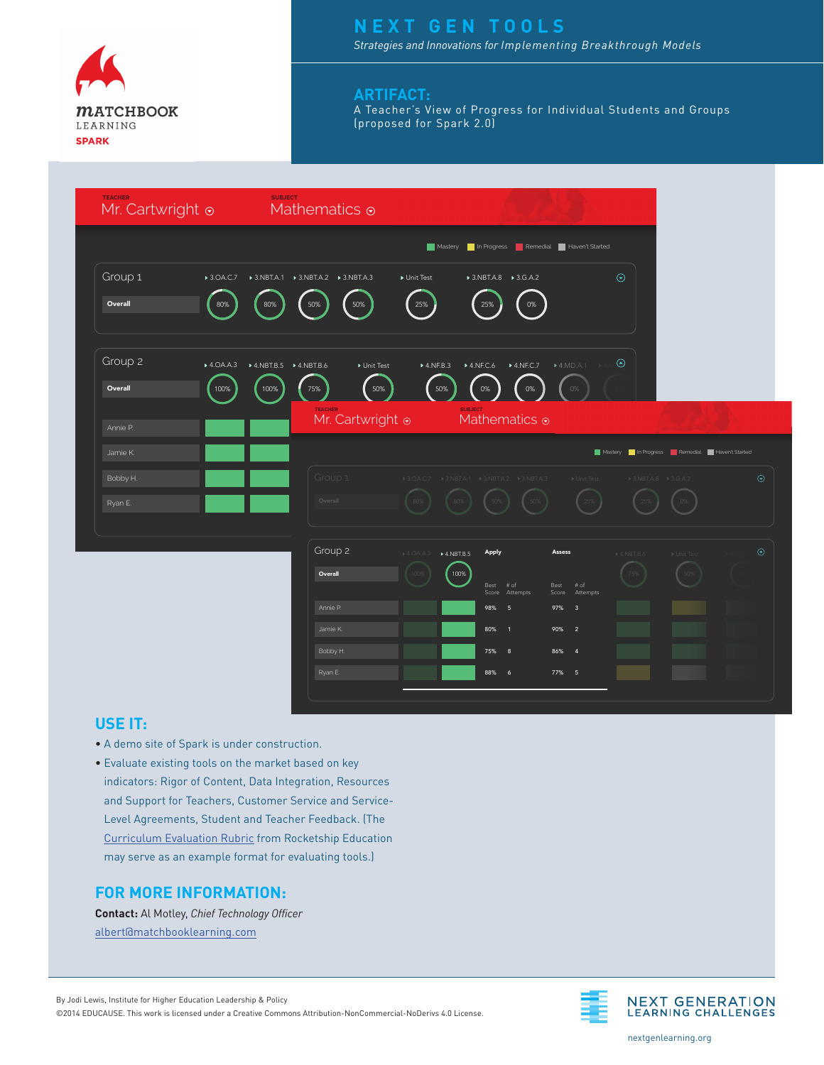MATCHBOOK LEARNING
SPARK

# NEXT GEN TOOLS

*Strategies and Innovations for Implementing Breakthrough Models*

## ARTIFACT:

A Teacher's View of Progress for Individual Students and Groups (proposed for Spark 2.0)

TEACHER
Mr. Cartwright

SUBJECT
Mathematics

Mastery In Progress Remedial Haven't Started

Group 1
Overall
3.OA.C.7 80%
3.NBT.A.1 80%
3.NBT.A.2 50%
3.NBT.A.3 50%
Unit Test 25%
3.NBT.A.8 25%
3.G.A.2 0%

Group 2
Overall
4.OA.A.3 100%
4.NBT.B.5 100%
4.NBT.B.6 75%
Unit Test 50%
4.NF.B.3 50%
4.NF.C.6 0%
4.NF.C.7 0%
4.MD.A.1 0%

Annie P.
Jamie K.
Bobby H.
Ryan E.

TEACHER
Mr. Cartwright

SUBJECT
Mathematics

Mastery In Progress Remedial Haven't Started

Group 2
Overall
4.OA.A.3 100%
4.NBT.B.5 100%

| | Apply Best Score | Apply # of Attempts | Assess Best Score | Assess # of Attempts |
|---|---|---|---|---|
| Annie P. | 98% | 5 | 97% | 3 |
| Jamie K. | 80% | 1 | 90% | 2 |
| Bobby H. | 75% | 8 | 86% | 4 |
| Ryan E. | 88% | 6 | 77% | 5 |

## USE IT:

- A demo site of Spark is under construction.
- Evaluate existing tools on the market based on key indicators: Rigor of Content, Data Integration, Resources and Support for Teachers, Customer Service and Service-Level Agreements, Student and Teacher Feedback. (The Curriculum Evaluation Rubric from Rocketship Education may serve as an example format for evaluating tools.)

## FOR MORE INFORMATION:

**Contact:** Al Motley, *Chief Technology Officer*
albert@matchbooklearning.com

By Jodi Lewis, Institute for Higher Education Leadership & Policy
©2014 EDUCAUSE. This work is licensed under a Creative Commons Attribution-NonCommercial-NoDerivs 4.0 License.

NEXT GENERATION LEARNING CHALLENGES
nextgenlearning.org